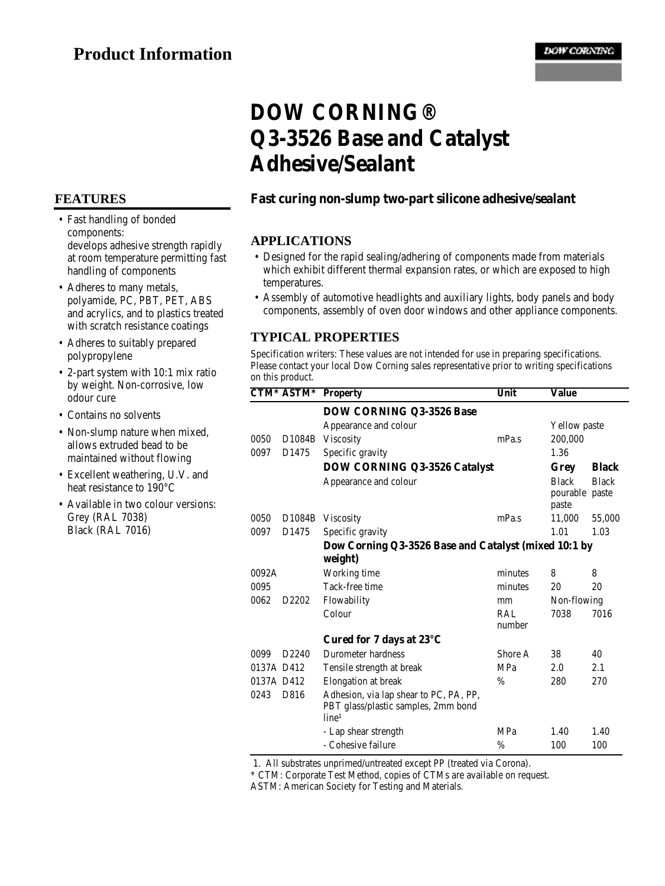# Product Information

# DOW CORNING® Q3-3526 Base and Catalyst Adhesive/Sealant

**Fast curing non-slump two-part silicone adhesive/sealant**

## FEATURES

- Fast handling of bonded components: develops adhesive strength rapidly at room temperature permitting fast handling of components
- Adheres to many metals, polyamide, PC, PBT, PET, ABS and acrylics, and to plastics treated with scratch resistance coatings
- Adheres to suitably prepared polypropylene
- 2-part system with 10:1 mix ratio by weight. Non-corrosive, low odour cure
- Contains no solvents
- Non-slump nature when mixed, allows extruded bead to be maintained without flowing
- Excellent weathering, U.V. and heat resistance to 190°C
- Available in two colour versions: Grey (RAL 7038) Black (RAL 7016)

## APPLICATIONS

- Designed for the rapid sealing/adhering of components made from materials which exhibit different thermal expansion rates, or which are exposed to high temperatures.
- Assembly of automotive headlights and auxiliary lights, body panels and body components, assembly of oven door windows and other appliance components.

## TYPICAL PROPERTIES

Specification writers: These values are not intended for use in preparing specifications. Please contact your local Dow Corning sales representative prior to writing specifications on this product.

| CTM* | ASTM* | Property | Unit | Value | |
|---|---|---|---|---|---|
| | | **DOW CORNING Q3-3526 Base** | | | |
| | | Appearance and colour | | Yellow paste | |
| 0050 | D1084B | Viscosity | mPa.s | 200,000 | |
| 0097 | D1475 | Specific gravity | | 1.36 | |
| | | **DOW CORNING Q3-3526 Catalyst** | | **Grey** | **Black** |
| | | Appearance and colour | | Black pourable paste | Black paste |
| 0050 | D1084B | Viscosity | mPa.s | 11,000 | 55,000 |
| 0097 | D1475 | Specific gravity | | 1.01 | 1.03 |
| | | **Dow Corning Q3-3526 Base and Catalyst (mixed 10:1 by weight)** | | | |
| 0092A | | Working time | minutes | 8 | 8 |
| 0095 | | Tack-free time | minutes | 20 | 20 |
| 0062 | D2202 | Flowability | mm | Non-flowing | |
| | | Colour | RAL number | 7038 | 7016 |
| | | **Cured for 7 days at 23°C** | | | |
| 0099 | D2240 | Durometer hardness | Shore A | 38 | 40 |
| 0137A | D412 | Tensile strength at break | MPa | 2.0 | 2.1 |
| 0137A | D412 | Elongation at break | % | 280 | 270 |
| 0243 | D816 | Adhesion, via lap shear to PC, PA, PP, PBT glass/plastic samples, 2mm bond line[1] | | | |
| | | - Lap shear strength | MPa | 1.40 | 1.40 |
| | | - Cohesive failure | % | 100 | 100 |

1. All substrates unprimed/untreated except PP (treated via Corona).

\* CTM: Corporate Test Method, copies of CTMs are available on request.

ASTM: American Society for Testing and Materials.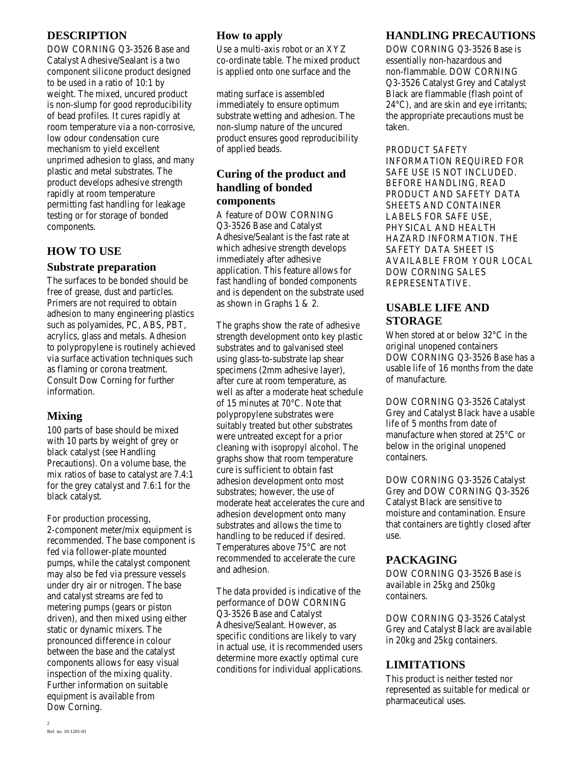## DESCRIPTION

DOW CORNING Q3-3526 Base and Catalyst Adhesive/Sealant is a two component silicone product designed to be used in a ratio of 10:1 by weight. The mixed, uncured product is non-slump for good reproducibility of bead profiles. It cures rapidly at room temperature via a non-corrosive, low odour condensation cure mechanism to yield excellent unprimed adhesion to glass, and many plastic and metal substrates. The product develops adhesive strength rapidly at room temperature permitting fast handling for leakage testing or for storage of bonded components.

## HOW TO USE

### Substrate preparation

The surfaces to be bonded should be free of grease, dust and particles. Primers are not required to obtain adhesion to many engineering plastics such as polyamides, PC, ABS, PBT, acrylics, glass and metals. Adhesion to polypropylene is routinely achieved via surface activation techniques such as flaming or corona treatment. Consult Dow Corning for further information.

### Mixing

100 parts of base should be mixed with 10 parts by weight of grey or black catalyst (see Handling Precautions). On a volume base, the mix ratios of base to catalyst are 7.4:1 for the grey catalyst and 7.6:1 for the black catalyst.

For production processing, 2-component meter/mix equipment is recommended. The base component is fed via follower-plate mounted pumps, while the catalyst component may also be fed via pressure vessels under dry air or nitrogen. The base and catalyst streams are fed to metering pumps (gears or piston driven), and then mixed using either static or dynamic mixers. The pronounced difference in colour between the base and the catalyst components allows for easy visual inspection of the mixing quality. Further information on suitable equipment is available from Dow Corning.

### How to apply

Use a multi-axis robot or an XYZ co-ordinate table. The mixed product is applied onto one surface and the mating surface is assembled immediately to ensure optimum substrate wetting and adhesion. The non-slump nature of the uncured product ensures good reproducibility of applied beads.

### Curing of the product and handling of bonded components

A feature of DOW CORNING Q3-3526 Base and Catalyst Adhesive/Sealant is the fast rate at which adhesive strength develops immediately after adhesive application. This feature allows for fast handling of bonded components and is dependent on the substrate used as shown in Graphs 1 & 2.

The graphs show the rate of adhesive strength development onto key plastic substrates and to galvanised steel using glass-to-substrate lap shear specimens (2mm adhesive layer), after cure at room temperature, as well as after a moderate heat schedule of 15 minutes at 70°C. Note that polypropylene substrates were suitably treated but other substrates were untreated except for a prior cleaning with isopropyl alcohol. The graphs show that room temperature cure is sufficient to obtain fast adhesion development onto most substrates; however, the use of moderate heat accelerates the cure and adhesion development onto many substrates and allows the time to handling to be reduced if desired. Temperatures above 75°C are not recommended to accelerate the cure and adhesion.

The data provided is indicative of the performance of DOW CORNING Q3-3526 Base and Catalyst Adhesive/Sealant. However, as specific conditions are likely to vary in actual use, it is recommended users determine more exactly optimal cure conditions for individual applications.

## HANDLING PRECAUTIONS

DOW CORNING Q3-3526 Base is essentially non-hazardous and non-flammable. DOW CORNING Q3-3526 Catalyst Grey and Catalyst Black are flammable (flash point of 24°C), and are skin and eye irritants; the appropriate precautions must be taken.

PRODUCT SAFETY INFORMATION REQUIRED FOR SAFE USE IS NOT INCLUDED. BEFORE HANDLING, READ PRODUCT AND SAFETY DATA SHEETS AND CONTAINER LABELS FOR SAFE USE, PHYSICAL AND HEALTH HAZARD INFORMATION. THE SAFETY DATA SHEET IS AVAILABLE FROM YOUR LOCAL DOW CORNING SALES REPRESENTATIVE.

## USABLE LIFE AND STORAGE

When stored at or below 32°C in the original unopened containers DOW CORNING Q3-3526 Base has a usable life of 16 months from the date of manufacture.

DOW CORNING Q3-3526 Catalyst Grey and Catalyst Black have a usable life of 5 months from date of manufacture when stored at 25°C or below in the original unopened containers.

DOW CORNING Q3-3526 Catalyst Grey and DOW CORNING Q3-3526 Catalyst Black are sensitive to moisture and contamination. Ensure that containers are tightly closed after use.

## PACKAGING

DOW CORNING Q3-3526 Base is available in 25kg and 250kg containers.

DOW CORNING Q3-3526 Catalyst Grey and Catalyst Black are available in 20kg and 25kg containers.

## LIMITATIONS

This product is neither tested nor represented as suitable for medical or pharmaceutical uses.

Ref. no. 10-1201-01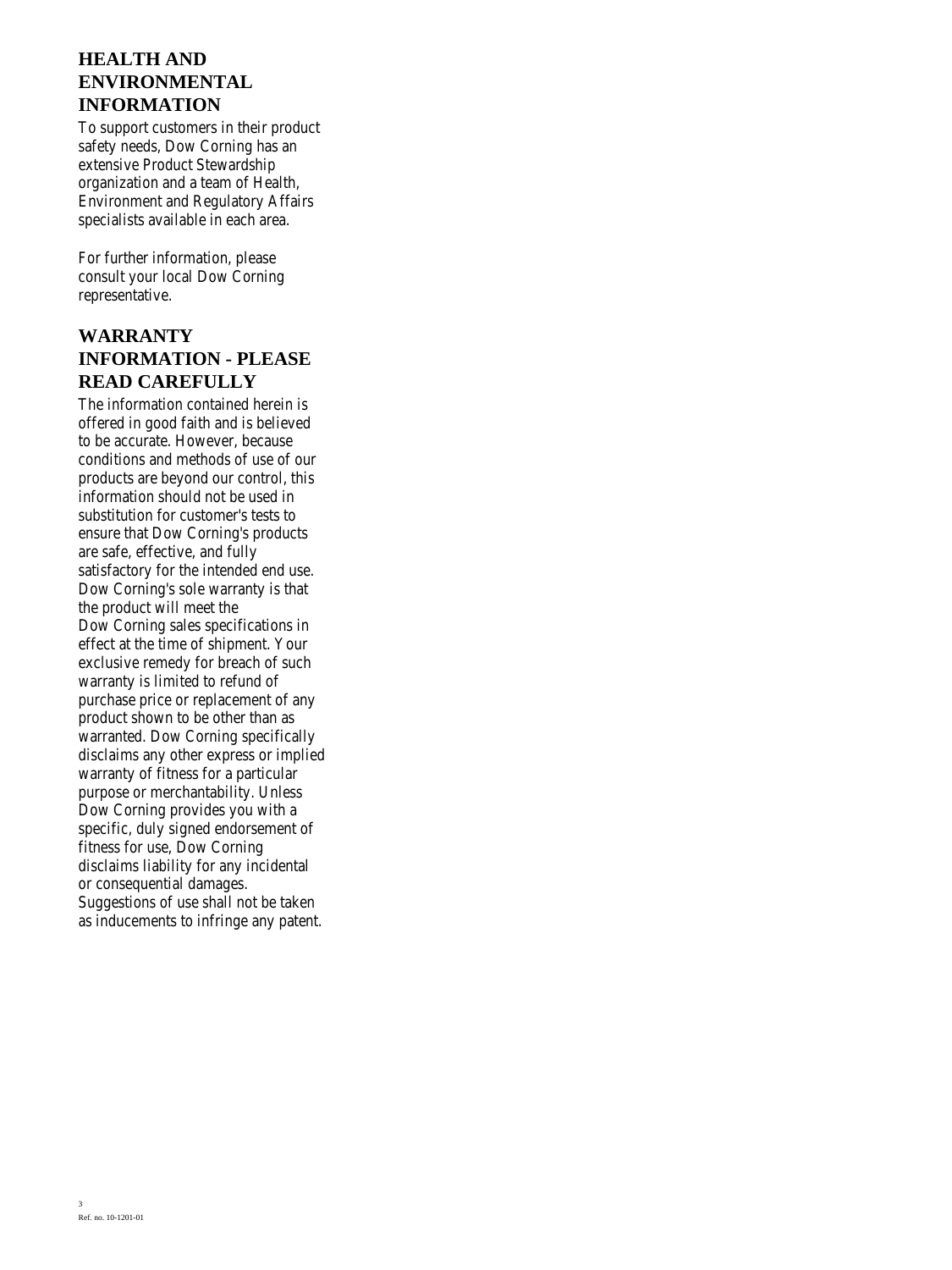## HEALTH AND ENVIRONMENTAL INFORMATION

To support customers in their product safety needs, Dow Corning has an extensive Product Stewardship organization and a team of Health, Environment and Regulatory Affairs specialists available in each area.

For further information, please consult your local Dow Corning representative.

## WARRANTY INFORMATION - PLEASE READ CAREFULLY

The information contained herein is offered in good faith and is believed to be accurate. However, because conditions and methods of use of our products are beyond our control, this information should not be used in substitution for customer's tests to ensure that Dow Corning's products are safe, effective, and fully satisfactory for the intended end use. Dow Corning's sole warranty is that the product will meet the Dow Corning sales specifications in effect at the time of shipment. Your exclusive remedy for breach of such warranty is limited to refund of purchase price or replacement of any product shown to be other than as warranted. Dow Corning specifically disclaims any other express or implied warranty of fitness for a particular purpose or merchantability. Unless Dow Corning provides you with a specific, duly signed endorsement of fitness for use, Dow Corning disclaims liability for any incidental or consequential damages. Suggestions of use shall not be taken as inducements to infringe any patent.

Ref. no. 10-1201-01